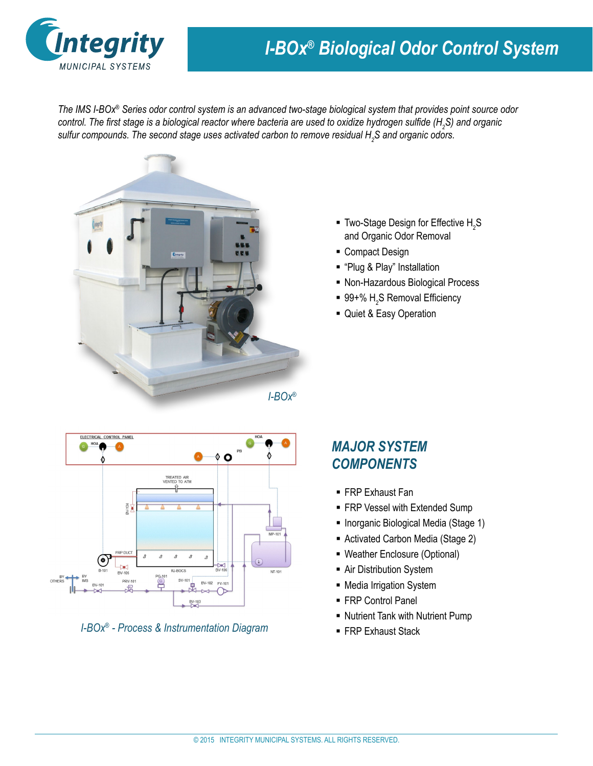# I-BOx® Biological Odor Control System

*The IMS I-BOx® Series odor control system is an advanced two-stage biological system that provides point source odor control. The first stage is a biological reactor where bacteria are used to oxidize hydrogen sulfide ($H_2S$) and organic sulfur compounds. The second stage uses activated carbon to remove residual $H_2S$ and organic odors.*

*I-BOx®*

- Two-Stage Design for Effective $H_2S$ and Organic Odor Removal
- Compact Design
- "Plug & Play" Installation
- Non-Hazardous Biological Process
- 99+% $H_2S$ Removal Efficiency
- Quiet & Easy Operation

*I-BOx® - Process & Instrumentation Diagram*

## MAJOR SYSTEM COMPONENTS

- FRP Exhaust Fan
- FRP Vessel with Extended Sump
- Inorganic Biological Media (Stage 1)
- Activated Carbon Media (Stage 2)
- Weather Enclosure (Optional)
- Air Distribution System
- Media Irrigation System
- FRP Control Panel
- Nutrient Tank with Nutrient Pump
- FRP Exhaust Stack

© 2015 INTEGRITY MUNICIPAL SYSTEMS. ALL RIGHTS RESERVED.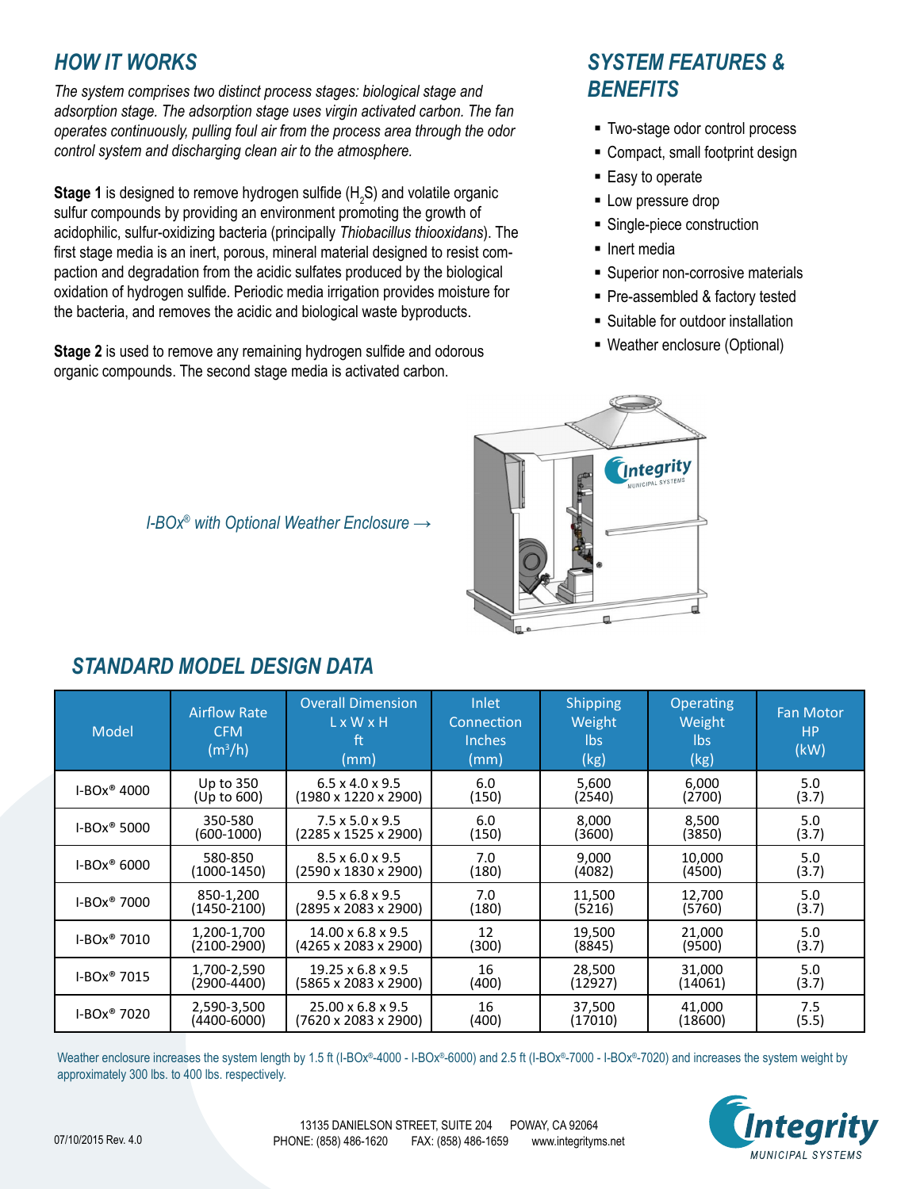## HOW IT WORKS

*The system comprises two distinct process stages: biological stage and adsorption stage. The adsorption stage uses virgin activated carbon. The fan operates continuously, pulling foul air from the process area through the odor control system and discharging clean air to the atmosphere.*

**Stage 1** is designed to remove hydrogen sulfide ($H_2S$) and volatile organic sulfur compounds by providing an environment promoting the growth of acidophilic, sulfur-oxidizing bacteria (principally *Thiobacillus thiooxidans*). The first stage media is an inert, porous, mineral material designed to resist compaction and degradation from the acidic sulfates produced by the biological oxidation of hydrogen sulfide. Periodic media irrigation provides moisture for the bacteria, and removes the acidic and biological waste byproducts.

**Stage 2** is used to remove any remaining hydrogen sulfide and odorous organic compounds. The second stage media is activated carbon.

## SYSTEM FEATURES & BENEFITS

- Two-stage odor control process
- Compact, small footprint design
- Easy to operate
- Low pressure drop
- Single-piece construction
- Inert media
- Superior non-corrosive materials
- Pre-assembled & factory tested
- Suitable for outdoor installation
- Weather enclosure (Optional)

*I-BOx® with Optional Weather Enclosure →*

## STANDARD MODEL DESIGN DATA

| Model | Airflow Rate CFM ($m^3/h$) | Overall Dimension L x W x H ft (mm) | Inlet Connection Inches (mm) | Shipping Weight lbs (kg) | Operating Weight lbs (kg) | Fan Motor HP (kW) |
|---|---|---|---|---|---|---|
| I-BOx® 4000 | Up to 350 (Up to 600) | 6.5 x 4.0 x 9.5 (1980 x 1220 x 2900) | 6.0 (150) | 5,600 (2540) | 6,000 (2700) | 5.0 (3.7) |
| I-BOx® 5000 | 350-580 (600-1000) | 7.5 x 5.0 x 9.5 (2285 x 1525 x 2900) | 6.0 (150) | 8,000 (3600) | 8,500 (3850) | 5.0 (3.7) |
| I-BOx® 6000 | 580-850 (1000-1450) | 8.5 x 6.0 x 9.5 (2590 x 1830 x 2900) | 7.0 (180) | 9,000 (4082) | 10,000 (4500) | 5.0 (3.7) |
| I-BOx® 7000 | 850-1,200 (1450-2100) | 9.5 x 6.8 x 9.5 (2895 x 2083 x 2900) | 7.0 (180) | 11,500 (5216) | 12,700 (5760) | 5.0 (3.7) |
| I-BOx® 7010 | 1,200-1,700 (2100-2900) | 14.00 x 6.8 x 9.5 (4265 x 2083 x 2900) | 12 (300) | 19,500 (8845) | 21,000 (9500) | 5.0 (3.7) |
| I-BOx® 7015 | 1,700-2,590 (2900-4400) | 19.25 x 6.8 x 9.5 (5865 x 2083 x 2900) | 16 (400) | 28,500 (12927) | 31,000 (14061) | 5.0 (3.7) |
| I-BOx® 7020 | 2,590-3,500 (4400-6000) | 25.00 x 6.8 x 9.5 (7620 x 2083 x 2900) | 16 (400) | 37,500 (17010) | 41,000 (18600) | 7.5 (5.5) |

Weather enclosure increases the system length by 1.5 ft (I-BOx®-4000 - I-BOx®-6000) and 2.5 ft (I-BOx®-7000 - I-BOx®-7020) and increases the system weight by approximately 300 lbs. to 400 lbs. respectively.

07/10/2015 Rev. 4.0

13135 DANIELSON STREET, SUITE 204 POWAY, CA 92064
PHONE: (858) 486-1620 FAX: (858) 486-1659 www.integrityms.net

Integrity MUNICIPAL SYSTEMS